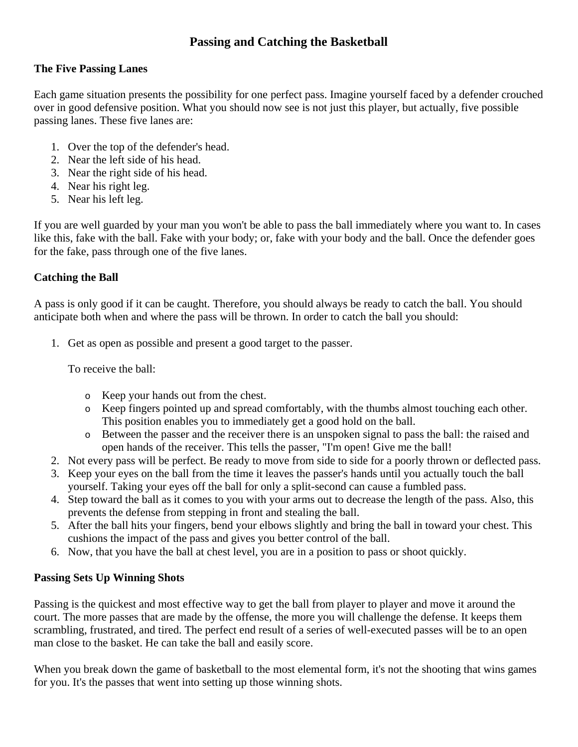# Passing and Catching the Basketball

## The Five Passing Lanes

Each game situation presents the possibility for one perfect pass. Imagine yourself faced by a defender crouched over in good defensive position. What you should now see is not just this player, but actually, five possible passing lanes. These five lanes are:

1. Over the top of the defender's head.
2. Near the left side of his head.
3. Near the right side of his head.
4. Near his right leg.
5. Near his left leg.

If you are well guarded by your man you won't be able to pass the ball immediately where you want to. In cases like this, fake with the ball. Fake with your body; or, fake with your body and the ball. Once the defender goes for the fake, pass through one of the five lanes.

## Catching the Ball

A pass is only good if it can be caught. Therefore, you should always be ready to catch the ball. You should anticipate both when and where the pass will be thrown. In order to catch the ball you should:

1. Get as open as possible and present a good target to the passer.

   To receive the ball:

   - Keep your hands out from the chest.
   - Keep fingers pointed up and spread comfortably, with the thumbs almost touching each other. This position enables you to immediately get a good hold on the ball.
   - Between the passer and the receiver there is an unspoken signal to pass the ball: the raised and open hands of the receiver. This tells the passer, "I'm open! Give me the ball!
2. Not every pass will be perfect. Be ready to move from side to side for a poorly thrown or deflected pass.
3. Keep your eyes on the ball from the time it leaves the passer's hands until you actually touch the ball yourself. Taking your eyes off the ball for only a split-second can cause a fumbled pass.
4. Step toward the ball as it comes to you with your arms out to decrease the length of the pass. Also, this prevents the defense from stepping in front and stealing the ball.
5. After the ball hits your fingers, bend your elbows slightly and bring the ball in toward your chest. This cushions the impact of the pass and gives you better control of the ball.
6. Now, that you have the ball at chest level, you are in a position to pass or shoot quickly.

## Passing Sets Up Winning Shots

Passing is the quickest and most effective way to get the ball from player to player and move it around the court. The more passes that are made by the offense, the more you will challenge the defense. It keeps them scrambling, frustrated, and tired. The perfect end result of a series of well-executed passes will be to an open man close to the basket. He can take the ball and easily score.

When you break down the game of basketball to the most elemental form, it's not the shooting that wins games for you. It's the passes that went into setting up those winning shots.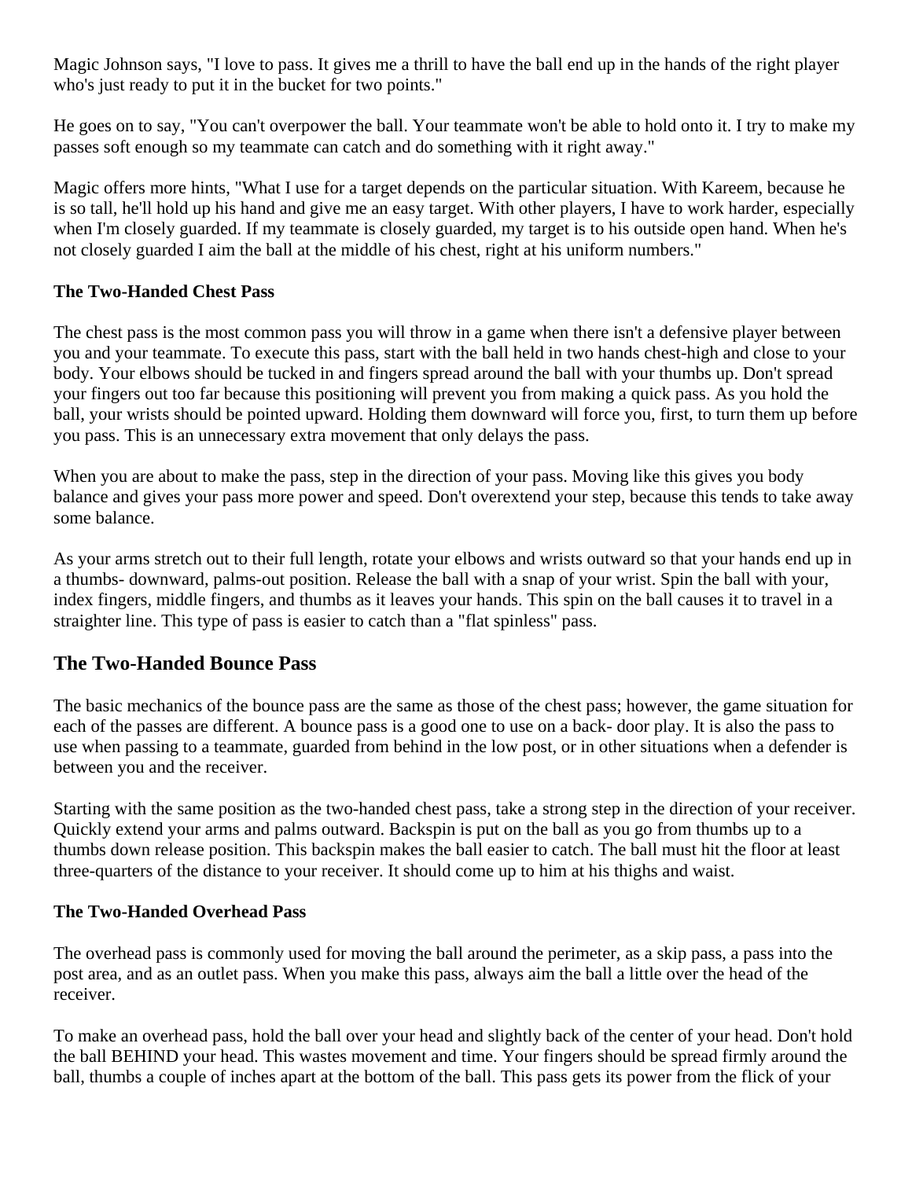Magic Johnson says, "I love to pass. It gives me a thrill to have the ball end up in the hands of the right player who's just ready to put it in the bucket for two points."

He goes on to say, "You can't overpower the ball. Your teammate won't be able to hold onto it. I try to make my passes soft enough so my teammate can catch and do something with it right away."

Magic offers more hints, "What I use for a target depends on the particular situation. With Kareem, because he is so tall, he'll hold up his hand and give me an easy target. With other players, I have to work harder, especially when I'm closely guarded. If my teammate is closely guarded, my target is to his outside open hand. When he's not closely guarded I aim the ball at the middle of his chest, right at his uniform numbers."

**The Two-Handed Chest Pass**

The chest pass is the most common pass you will throw in a game when there isn't a defensive player between you and your teammate. To execute this pass, start with the ball held in two hands chest-high and close to your body. Your elbows should be tucked in and fingers spread around the ball with your thumbs up. Don't spread your fingers out too far because this positioning will prevent you from making a quick pass. As you hold the ball, your wrists should be pointed upward. Holding them downward will force you, first, to turn them up before you pass. This is an unnecessary extra movement that only delays the pass.

When you are about to make the pass, step in the direction of your pass. Moving like this gives you body balance and gives your pass more power and speed. Don't overextend your step, because this tends to take away some balance.

As your arms stretch out to their full length, rotate your elbows and wrists outward so that your hands end up in a thumbs- downward, palms-out position. Release the ball with a snap of your wrist. Spin the ball with your, index fingers, middle fingers, and thumbs as it leaves your hands. This spin on the ball causes it to travel in a straighter line. This type of pass is easier to catch than a "flat spinless" pass.

## The Two-Handed Bounce Pass

The basic mechanics of the bounce pass are the same as those of the chest pass; however, the game situation for each of the passes are different. A bounce pass is a good one to use on a back- door play. It is also the pass to use when passing to a teammate, guarded from behind in the low post, or in other situations when a defender is between you and the receiver.

Starting with the same position as the two-handed chest pass, take a strong step in the direction of your receiver. Quickly extend your arms and palms outward. Backspin is put on the ball as you go from thumbs up to a thumbs down release position. This backspin makes the ball easier to catch. The ball must hit the floor at least three-quarters of the distance to your receiver. It should come up to him at his thighs and waist.

**The Two-Handed Overhead Pass**

The overhead pass is commonly used for moving the ball around the perimeter, as a skip pass, a pass into the post area, and as an outlet pass. When you make this pass, always aim the ball a little over the head of the receiver.

To make an overhead pass, hold the ball over your head and slightly back of the center of your head. Don't hold the ball BEHIND your head. This wastes movement and time. Your fingers should be spread firmly around the ball, thumbs a couple of inches apart at the bottom of the ball. This pass gets its power from the flick of your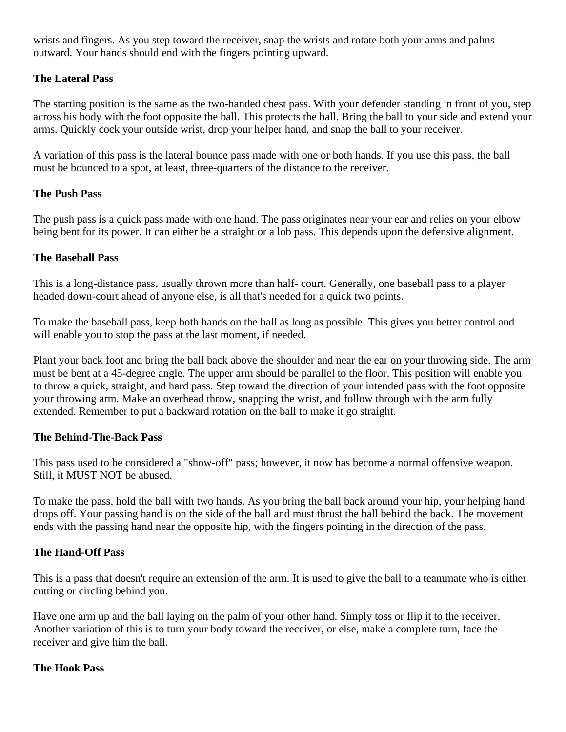wrists and fingers. As you step toward the receiver, snap the wrists and rotate both your arms and palms outward. Your hands should end with the fingers pointing upward.

### The Lateral Pass

The starting position is the same as the two-handed chest pass. With your defender standing in front of you, step across his body with the foot opposite the ball. This protects the ball. Bring the ball to your side and extend your arms. Quickly cock your outside wrist, drop your helper hand, and snap the ball to your receiver.

A variation of this pass is the lateral bounce pass made with one or both hands. If you use this pass, the ball must be bounced to a spot, at least, three-quarters of the distance to the receiver.

### The Push Pass

The push pass is a quick pass made with one hand. The pass originates near your ear and relies on your elbow being bent for its power. It can either be a straight or a lob pass. This depends upon the defensive alignment.

### The Baseball Pass

This is a long-distance pass, usually thrown more than half- court. Generally, one baseball pass to a player headed down-court ahead of anyone else, is all that's needed for a quick two points.

To make the baseball pass, keep both hands on the ball as long as possible. This gives you better control and will enable you to stop the pass at the last moment, if needed.

Plant your back foot and bring the ball back above the shoulder and near the ear on your throwing side. The arm must be bent at a 45-degree angle. The upper arm should be parallel to the floor. This position will enable you to throw a quick, straight, and hard pass. Step toward the direction of your intended pass with the foot opposite your throwing arm. Make an overhead throw, snapping the wrist, and follow through with the arm fully extended. Remember to put a backward rotation on the ball to make it go straight.

### The Behind-The-Back Pass

This pass used to be considered a "show-off" pass; however, it now has become a normal offensive weapon. Still, it MUST NOT be abused.

To make the pass, hold the ball with two hands. As you bring the ball back around your hip, your helping hand drops off. Your passing hand is on the side of the ball and must thrust the ball behind the back. The movement ends with the passing hand near the opposite hip, with the fingers pointing in the direction of the pass.

### The Hand-Off Pass

This is a pass that doesn't require an extension of the arm. It is used to give the ball to a teammate who is either cutting or circling behind you.

Have one arm up and the ball laying on the palm of your other hand. Simply toss or flip it to the receiver. Another variation of this is to turn your body toward the receiver, or else, make a complete turn, face the receiver and give him the ball.

### The Hook Pass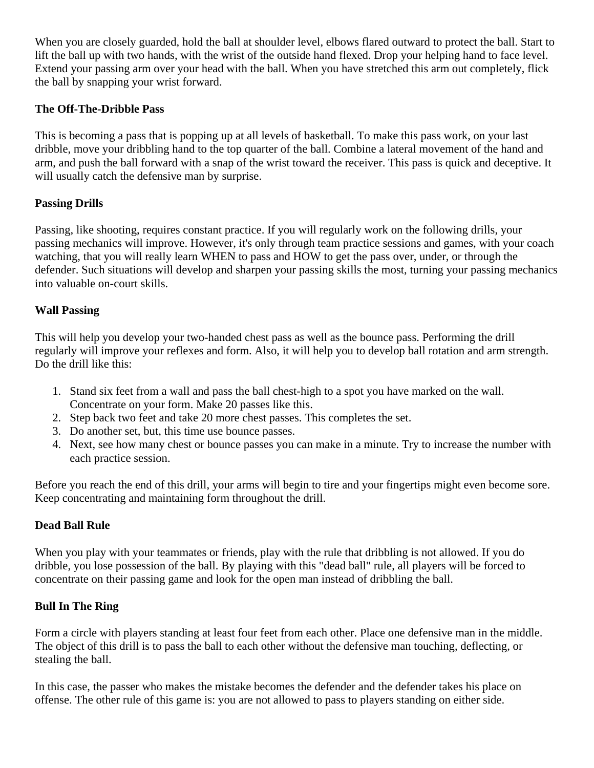When you are closely guarded, hold the ball at shoulder level, elbows flared outward to protect the ball. Start to lift the ball up with two hands, with the wrist of the outside hand flexed. Drop your helping hand to face level. Extend your passing arm over your head with the ball. When you have stretched this arm out completely, flick the ball by snapping your wrist forward.

**The Off-The-Dribble Pass**

This is becoming a pass that is popping up at all levels of basketball. To make this pass work, on your last dribble, move your dribbling hand to the top quarter of the ball. Combine a lateral movement of the hand and arm, and push the ball forward with a snap of the wrist toward the receiver. This pass is quick and deceptive. It will usually catch the defensive man by surprise.

**Passing Drills**

Passing, like shooting, requires constant practice. If you will regularly work on the following drills, your passing mechanics will improve. However, it's only through team practice sessions and games, with your coach watching, that you will really learn WHEN to pass and HOW to get the pass over, under, or through the defender. Such situations will develop and sharpen your passing skills the most, turning your passing mechanics into valuable on-court skills.

**Wall Passing**

This will help you develop your two-handed chest pass as well as the bounce pass. Performing the drill regularly will improve your reflexes and form. Also, it will help you to develop ball rotation and arm strength. Do the drill like this:

1. Stand six feet from a wall and pass the ball chest-high to a spot you have marked on the wall. Concentrate on your form. Make 20 passes like this.
2. Step back two feet and take 20 more chest passes. This completes the set.
3. Do another set, but, this time use bounce passes.
4. Next, see how many chest or bounce passes you can make in a minute. Try to increase the number with each practice session.

Before you reach the end of this drill, your arms will begin to tire and your fingertips might even become sore. Keep concentrating and maintaining form throughout the drill.

**Dead Ball Rule**

When you play with your teammates or friends, play with the rule that dribbling is not allowed. If you do dribble, you lose possession of the ball. By playing with this "dead ball" rule, all players will be forced to concentrate on their passing game and look for the open man instead of dribbling the ball.

**Bull In The Ring**

Form a circle with players standing at least four feet from each other. Place one defensive man in the middle. The object of this drill is to pass the ball to each other without the defensive man touching, deflecting, or stealing the ball.

In this case, the passer who makes the mistake becomes the defender and the defender takes his place on offense. The other rule of this game is: you are not allowed to pass to players standing on either side.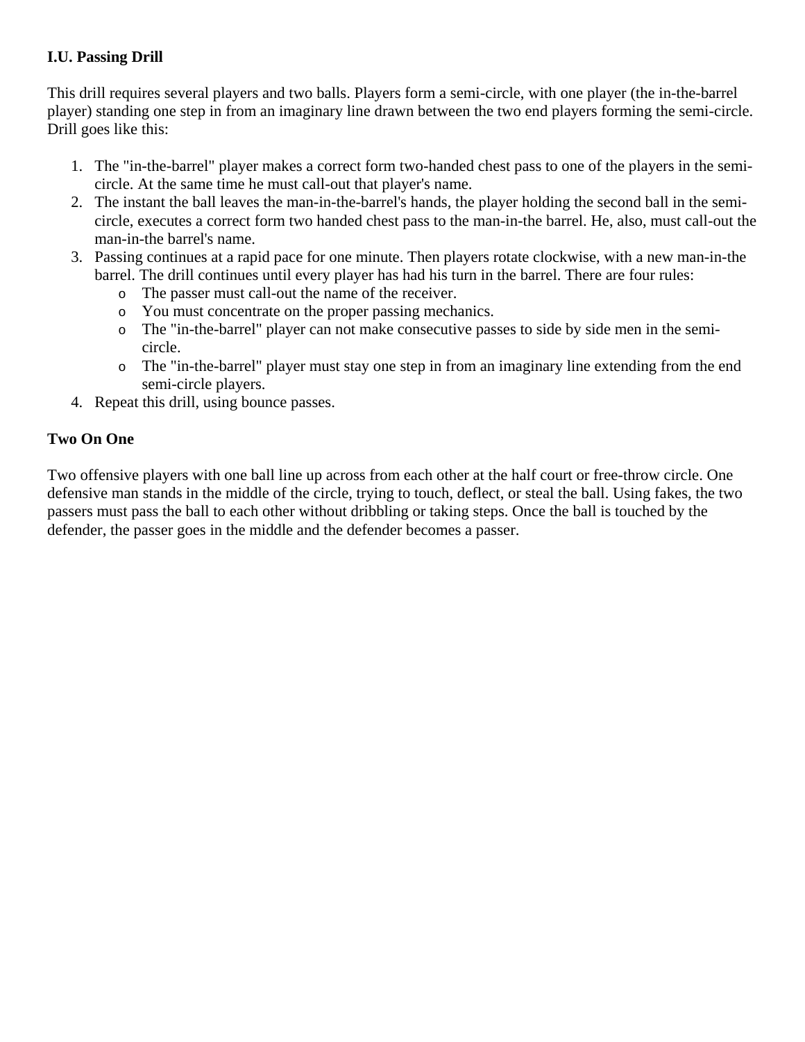**I.U. Passing Drill**

This drill requires several players and two balls. Players form a semi-circle, with one player (the in-the-barrel player) standing one step in from an imaginary line drawn between the two end players forming the semi-circle. Drill goes like this:

1. The "in-the-barrel" player makes a correct form two-handed chest pass to one of the players in the semi-circle. At the same time he must call-out that player's name.
2. The instant the ball leaves the man-in-the-barrel's hands, the player holding the second ball in the semi-circle, executes a correct form two handed chest pass to the man-in-the barrel. He, also, must call-out the man-in-the barrel's name.
3. Passing continues at a rapid pace for one minute. Then players rotate clockwise, with a new man-in-the barrel. The drill continues until every player has had his turn in the barrel. There are four rules:
   - The passer must call-out the name of the receiver.
   - You must concentrate on the proper passing mechanics.
   - The "in-the-barrel" player can not make consecutive passes to side by side men in the semi-circle.
   - The "in-the-barrel" player must stay one step in from an imaginary line extending from the end semi-circle players.
4. Repeat this drill, using bounce passes.

**Two On One**

Two offensive players with one ball line up across from each other at the half court or free-throw circle. One defensive man stands in the middle of the circle, trying to touch, deflect, or steal the ball. Using fakes, the two passers must pass the ball to each other without dribbling or taking steps. Once the ball is touched by the defender, the passer goes in the middle and the defender becomes a passer.